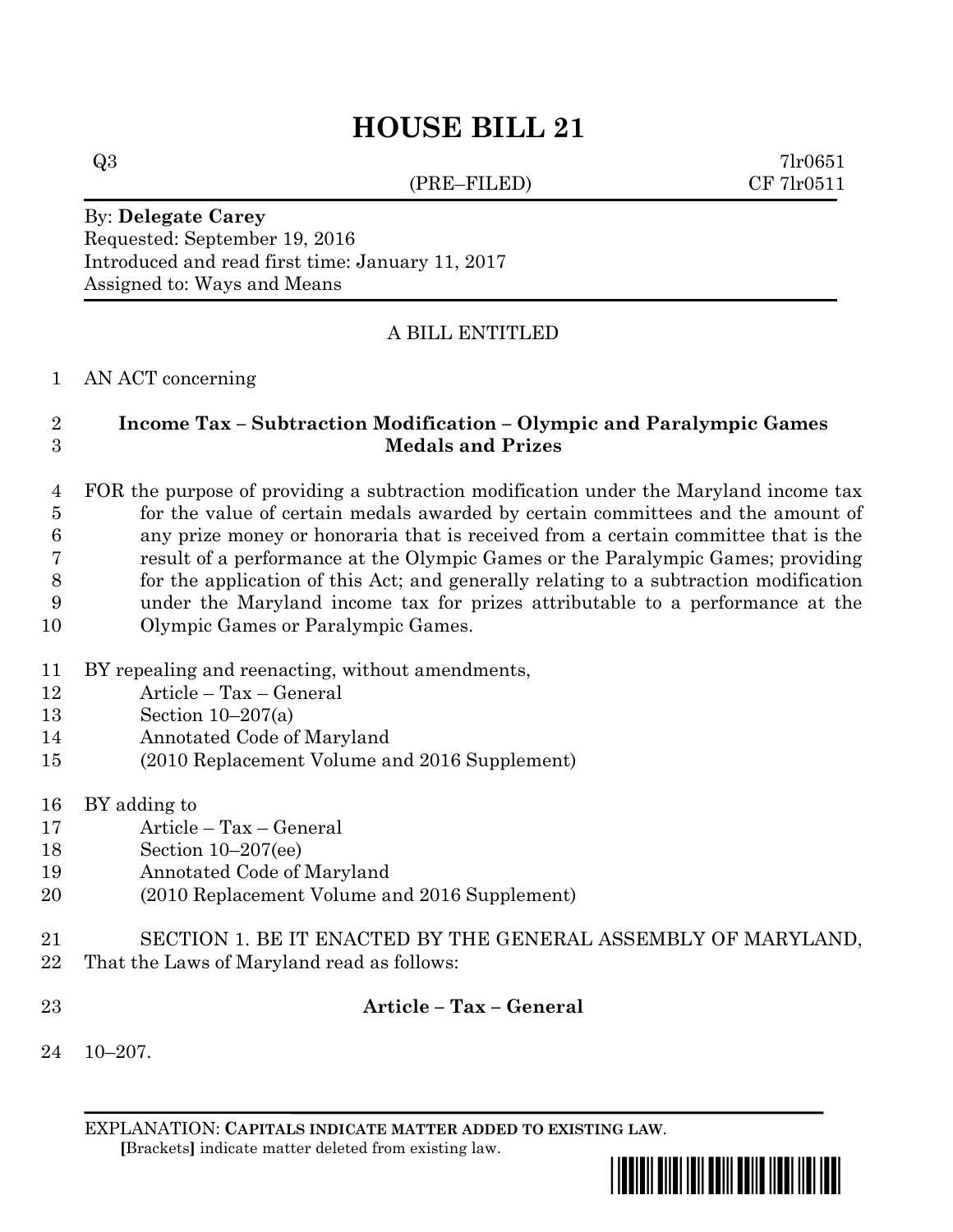# HOUSE BILL 21

Q3 7lr0651
(PRE–FILED) CF 7lr0511

By: **Delegate Carey**
Requested: September 19, 2016
Introduced and read first time: January 11, 2017
Assigned to: Ways and Means

A BILL ENTITLED

1 AN ACT concerning

2 **Income Tax – Subtraction Modification – Olympic and Paralympic Games**
3 **Medals and Prizes**

4 FOR the purpose of providing a subtraction modification under the Maryland income tax
5 for the value of certain medals awarded by certain committees and the amount of
6 any prize money or honoraria that is received from a certain committee that is the
7 result of a performance at the Olympic Games or the Paralympic Games; providing
8 for the application of this Act; and generally relating to a subtraction modification
9 under the Maryland income tax for prizes attributable to a performance at the
10 Olympic Games or Paralympic Games.

11 BY repealing and reenacting, without amendments,
12 Article – Tax – General
13 Section 10–207(a)
14 Annotated Code of Maryland
15 (2010 Replacement Volume and 2016 Supplement)

16 BY adding to
17 Article – Tax – General
18 Section 10–207(ee)
19 Annotated Code of Maryland
20 (2010 Replacement Volume and 2016 Supplement)

21 SECTION 1. BE IT ENACTED BY THE GENERAL ASSEMBLY OF MARYLAND,
22 That the Laws of Maryland read as follows:

23 **Article – Tax – General**

24 10–207.

EXPLANATION: **CAPITALS INDICATE MATTER ADDED TO EXISTING LAW**.
[Brackets] indicate matter deleted from existing law.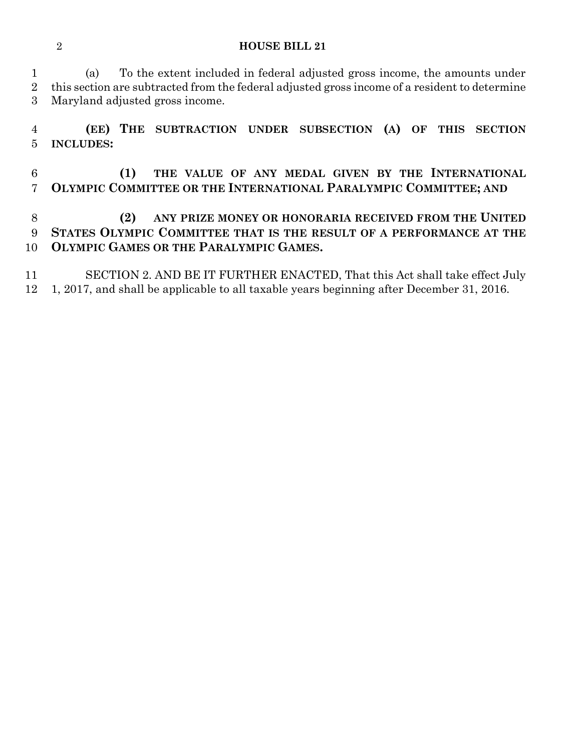(a) To the extent included in federal adjusted gross income, the amounts under this section are subtracted from the federal adjusted gross income of a resident to determine Maryland adjusted gross income.

**(EE) THE SUBTRACTION UNDER SUBSECTION (A) OF THIS SECTION INCLUDES:**

**(1) THE VALUE OF ANY MEDAL GIVEN BY THE INTERNATIONAL OLYMPIC COMMITTEE OR THE INTERNATIONAL PARALYMPIC COMMITTEE; AND**

**(2) ANY PRIZE MONEY OR HONORARIA RECEIVED FROM THE UNITED STATES OLYMPIC COMMITTEE THAT IS THE RESULT OF A PERFORMANCE AT THE OLYMPIC GAMES OR THE PARALYMPIC GAMES.**

SECTION 2. AND BE IT FURTHER ENACTED, That this Act shall take effect July 1, 2017, and shall be applicable to all taxable years beginning after December 31, 2016.